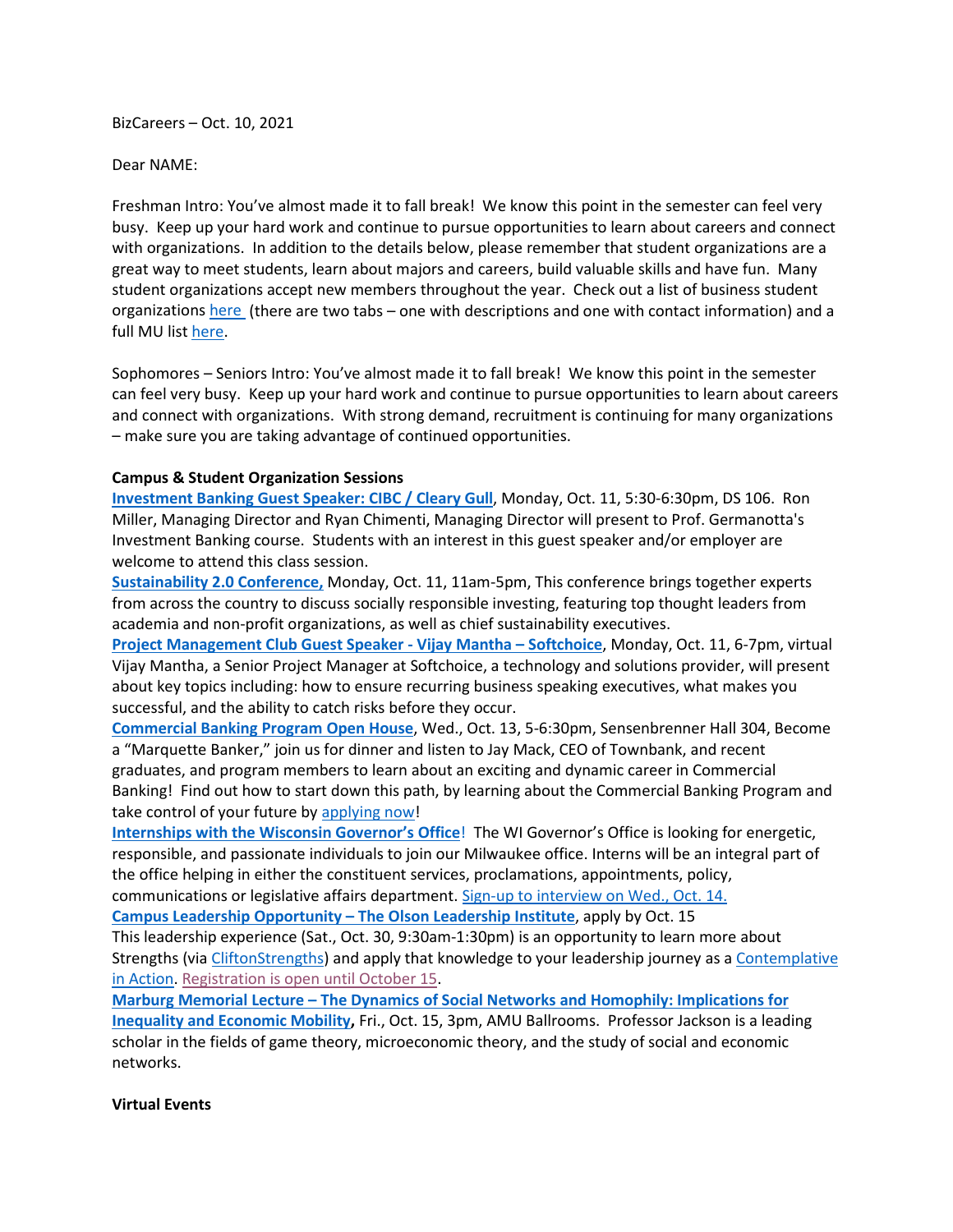BizCareers – Oct. 10, 2021

Dear NAME:

Freshman Intro: You've almost made it to fall break! We know this point in the semester can feel very busy. Keep up your hard work and continue to pursue opportunities to learn about careers and connect with organizations. In addition to the details below, please remember that student organizations are a great way to meet students, learn about majors and careers, build valuable skills and have fun. Many student organizations accept new members throughout the year. Check out a list of business student organizations here (there are two tabs – one with descriptions and one with contact information) and a full MU list here.

Sophomores – Seniors Intro: You've almost made it to fall break! We know this point in the semester can feel very busy. Keep up your hard work and continue to pursue opportunities to learn about careers and connect with organizations. With strong demand, recruitment is continuing for many organizations – make sure you are taking advantage of continued opportunities.

**Campus & Student Organization Sessions**

**Investment Banking Guest Speaker: CIBC / Cleary Gull**, Monday, Oct. 11, 5:30-6:30pm, DS 106. Ron Miller, Managing Director and Ryan Chimenti, Managing Director will present to Prof. Germanotta's Investment Banking course. Students with an interest in this guest speaker and/or employer are welcome to attend this class session.

**Sustainability 2.0 Conference,** Monday, Oct. 11, 11am-5pm, This conference brings together experts from across the country to discuss socially responsible investing, featuring top thought leaders from academia and non-profit organizations, as well as chief sustainability executives.

**Project Management Club Guest Speaker - Vijay Mantha – Softchoice**, Monday, Oct. 11, 6-7pm, virtual Vijay Mantha, a Senior Project Manager at Softchoice, a technology and solutions provider, will present about key topics including: how to ensure recurring business speaking executives, what makes you successful, and the ability to catch risks before they occur.

**Commercial Banking Program Open House**, Wed., Oct. 13, 5-6:30pm, Sensenbrenner Hall 304, Become a "Marquette Banker," join us for dinner and listen to Jay Mack, CEO of Townbank, and recent graduates, and program members to learn about an exciting and dynamic career in Commercial Banking! Find out how to start down this path, by learning about the Commercial Banking Program and take control of your future by applying now!

**Internships with the Wisconsin Governor's Office**! The WI Governor's Office is looking for energetic, responsible, and passionate individuals to join our Milwaukee office. Interns will be an integral part of the office helping in either the constituent services, proclamations, appointments, policy, communications or legislative affairs department. Sign-up to interview on Wed., Oct. 14.

**Campus Leadership Opportunity – The Olson Leadership Institute**, apply by Oct. 15
This leadership experience (Sat., Oct. 30, 9:30am-1:30pm) is an opportunity to learn more about Strengths (via CliftonStrengths) and apply that knowledge to your leadership journey as a Contemplative in Action. Registration is open until October 15.

**Marburg Memorial Lecture – The Dynamics of Social Networks and Homophily: Implications for Inequality and Economic Mobility,** Fri., Oct. 15, 3pm, AMU Ballrooms. Professor Jackson is a leading scholar in the fields of game theory, microeconomic theory, and the study of social and economic networks.

**Virtual Events**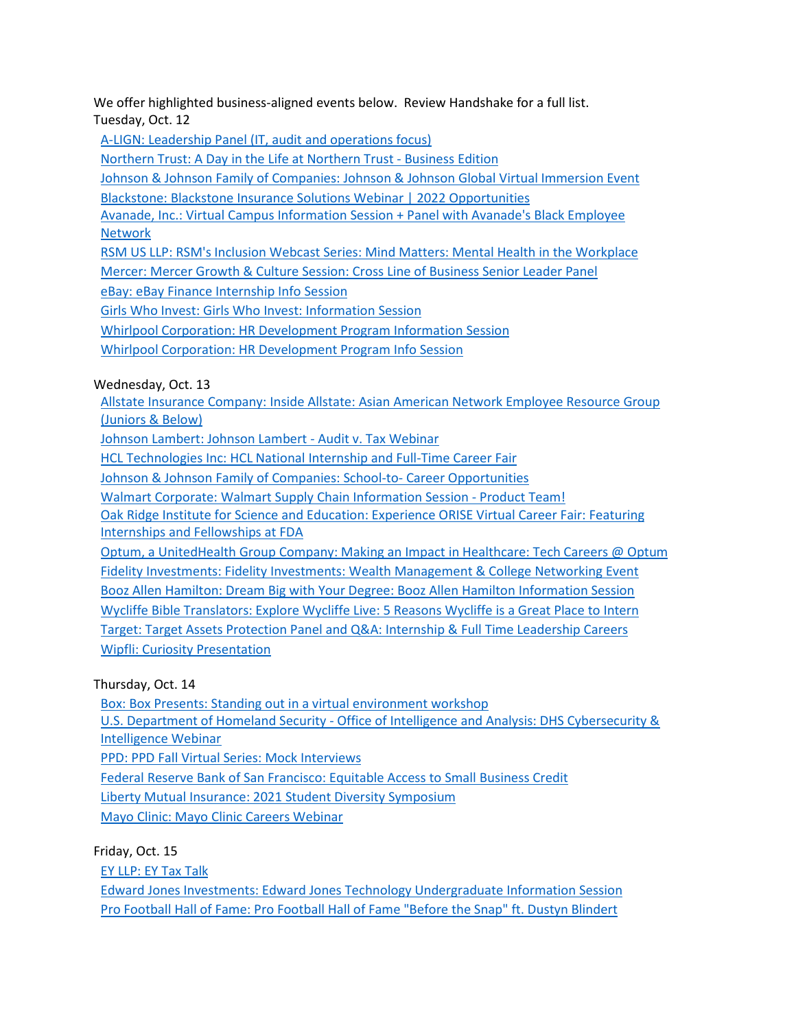We offer highlighted business-aligned events below. Review Handshake for a full list.

Tuesday, Oct. 12

- A-LIGN: Leadership Panel (IT, audit and operations focus)
- Northern Trust: A Day in the Life at Northern Trust - Business Edition
- Johnson & Johnson Family of Companies: Johnson & Johnson Global Virtual Immersion Event
- Blackstone: Blackstone Insurance Solutions Webinar | 2022 Opportunities
- Avanade, Inc.: Virtual Campus Information Session + Panel with Avanade's Black Employee Network
- RSM US LLP: RSM's Inclusion Webcast Series: Mind Matters: Mental Health in the Workplace
- Mercer: Mercer Growth & Culture Session: Cross Line of Business Senior Leader Panel
- eBay: eBay Finance Internship Info Session
- Girls Who Invest: Girls Who Invest: Information Session
- Whirlpool Corporation: HR Development Program Information Session
- Whirlpool Corporation: HR Development Program Info Session

Wednesday, Oct. 13

- Allstate Insurance Company: Inside Allstate: Asian American Network Employee Resource Group (Juniors & Below)
- Johnson Lambert: Johnson Lambert - Audit v. Tax Webinar
- HCL Technologies Inc: HCL National Internship and Full-Time Career Fair
- Johnson & Johnson Family of Companies: School-to- Career Opportunities
- Walmart Corporate: Walmart Supply Chain Information Session - Product Team!
- Oak Ridge Institute for Science and Education: Experience ORISE Virtual Career Fair: Featuring Internships and Fellowships at FDA
- Optum, a UnitedHealth Group Company: Making an Impact in Healthcare: Tech Careers @ Optum
- Fidelity Investments: Fidelity Investments: Wealth Management & College Networking Event
- Booz Allen Hamilton: Dream Big with Your Degree: Booz Allen Hamilton Information Session
- Wycliffe Bible Translators: Explore Wycliffe Live: 5 Reasons Wycliffe is a Great Place to Intern
- Target: Target Assets Protection Panel and Q&A: Internship & Full Time Leadership Careers
- Wipfli: Curiosity Presentation

Thursday, Oct. 14

- Box: Box Presents: Standing out in a virtual environment workshop
- U.S. Department of Homeland Security - Office of Intelligence and Analysis: DHS Cybersecurity & Intelligence Webinar
- PPD: PPD Fall Virtual Series: Mock Interviews
- Federal Reserve Bank of San Francisco: Equitable Access to Small Business Credit
- Liberty Mutual Insurance: 2021 Student Diversity Symposium
- Mayo Clinic: Mayo Clinic Careers Webinar

Friday, Oct. 15

- EY LLP: EY Tax Talk
- Edward Jones Investments: Edward Jones Technology Undergraduate Information Session
- Pro Football Hall of Fame: Pro Football Hall of Fame "Before the Snap" ft. Dustyn Blindert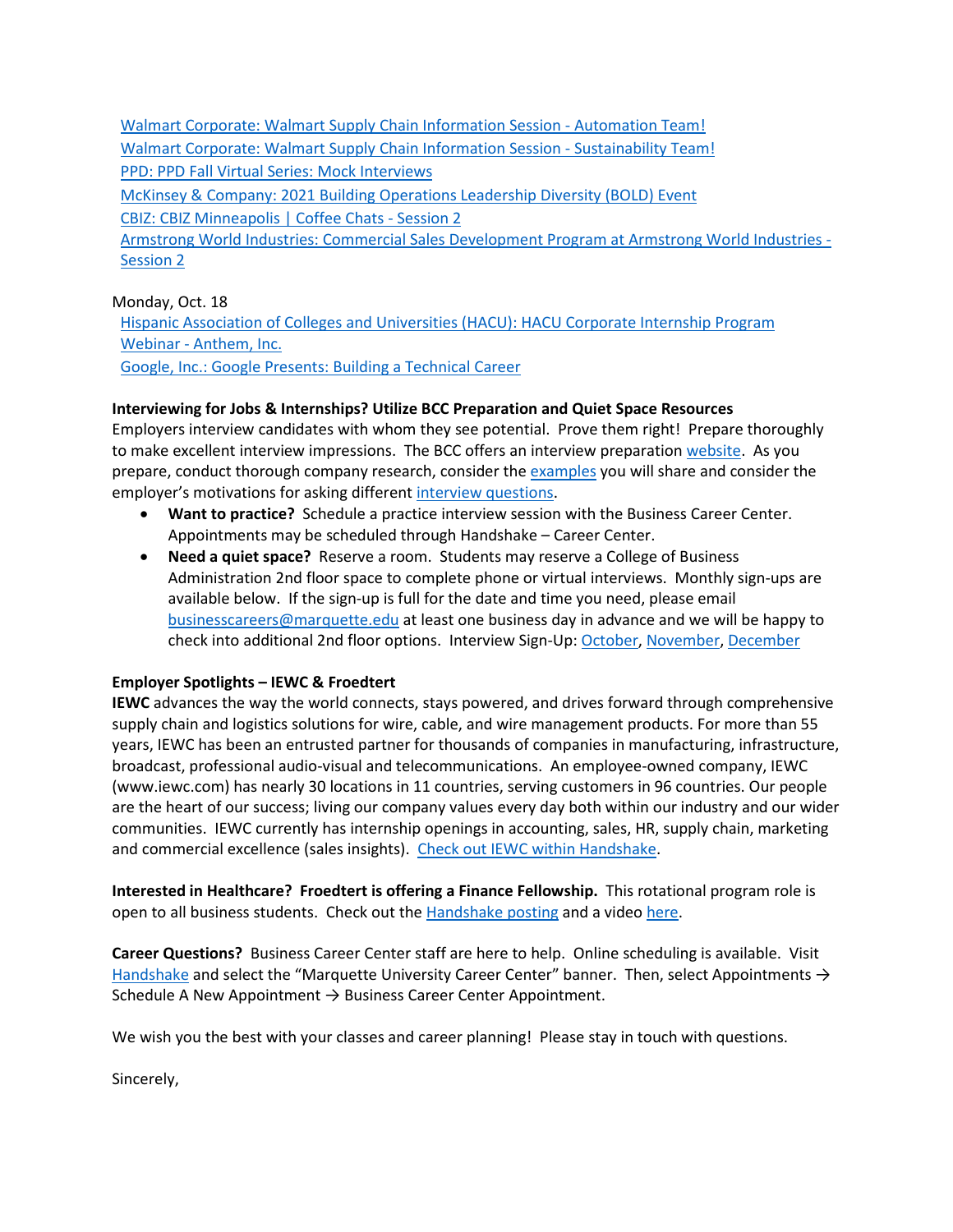Walmart Corporate: Walmart Supply Chain Information Session - Automation Team!
Walmart Corporate: Walmart Supply Chain Information Session - Sustainability Team!
PPD: PPD Fall Virtual Series: Mock Interviews
McKinsey & Company: 2021 Building Operations Leadership Diversity (BOLD) Event
CBIZ: CBIZ Minneapolis | Coffee Chats - Session 2
Armstrong World Industries: Commercial Sales Development Program at Armstrong World Industries - Session 2

Monday, Oct. 18
Hispanic Association of Colleges and Universities (HACU): HACU Corporate Internship Program Webinar - Anthem, Inc.
Google, Inc.: Google Presents: Building a Technical Career

**Interviewing for Jobs & Internships? Utilize BCC Preparation and Quiet Space Resources**
Employers interview candidates with whom they see potential. Prove them right! Prepare thoroughly to make excellent interview impressions. The BCC offers an interview preparation website. As you prepare, conduct thorough company research, consider the examples you will share and consider the employer's motivations for asking different interview questions.

- **Want to practice?** Schedule a practice interview session with the Business Career Center. Appointments may be scheduled through Handshake – Career Center.
- **Need a quiet space?** Reserve a room. Students may reserve a College of Business Administration 2nd floor space to complete phone or virtual interviews. Monthly sign-ups are available below. If the sign-up is full for the date and time you need, please email businesscareers@marquette.edu at least one business day in advance and we will be happy to check into additional 2nd floor options. Interview Sign-Up: October, November, December

**Employer Spotlights – IEWC & Froedtert**
**IEWC** advances the way the world connects, stays powered, and drives forward through comprehensive supply chain and logistics solutions for wire, cable, and wire management products. For more than 55 years, IEWC has been an entrusted partner for thousands of companies in manufacturing, infrastructure, broadcast, professional audio-visual and telecommunications. An employee-owned company, IEWC (www.iewc.com) has nearly 30 locations in 11 countries, serving customers in 96 countries. Our people are the heart of our success; living our company values every day both within our industry and our wider communities. IEWC currently has internship openings in accounting, sales, HR, supply chain, marketing and commercial excellence (sales insights). Check out IEWC within Handshake.

**Interested in Healthcare? Froedtert is offering a Finance Fellowship.** This rotational program role is open to all business students. Check out the Handshake posting and a video here.

**Career Questions?** Business Career Center staff are here to help. Online scheduling is available. Visit Handshake and select the "Marquette University Career Center" banner. Then, select Appointments → Schedule A New Appointment → Business Career Center Appointment.

We wish you the best with your classes and career planning! Please stay in touch with questions.

Sincerely,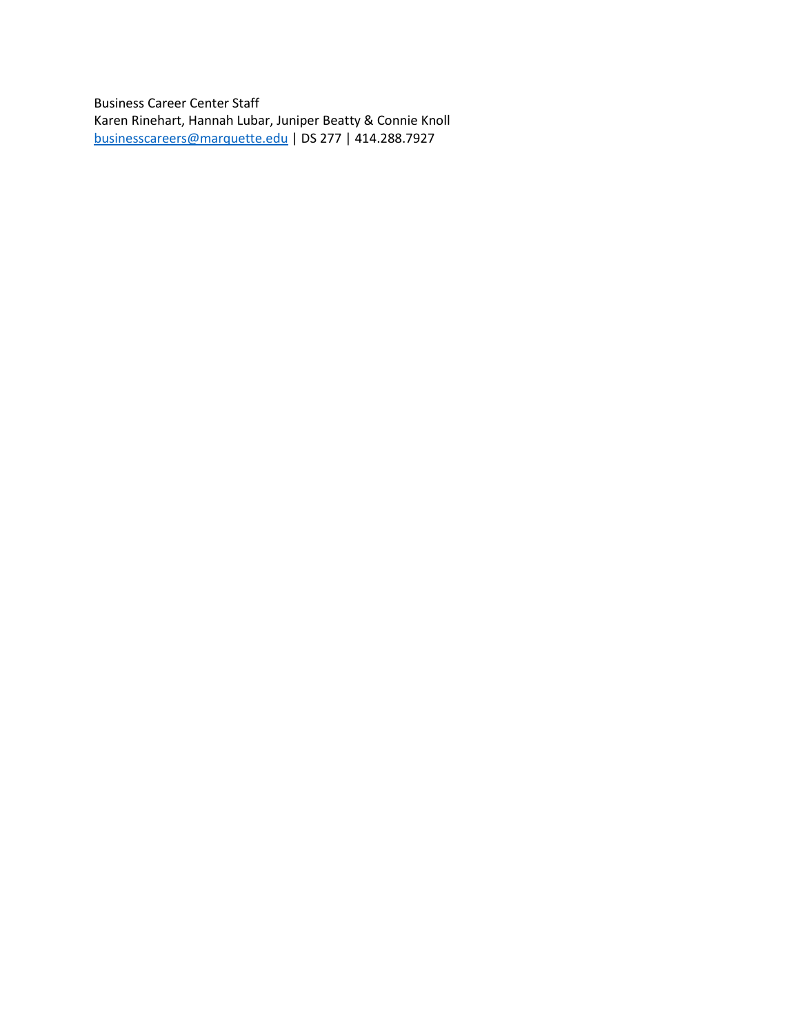Business Career Center Staff
Karen Rinehart, Hannah Lubar, Juniper Beatty & Connie Knoll
businesscareers@marquette.edu | DS 277 | 414.288.7927